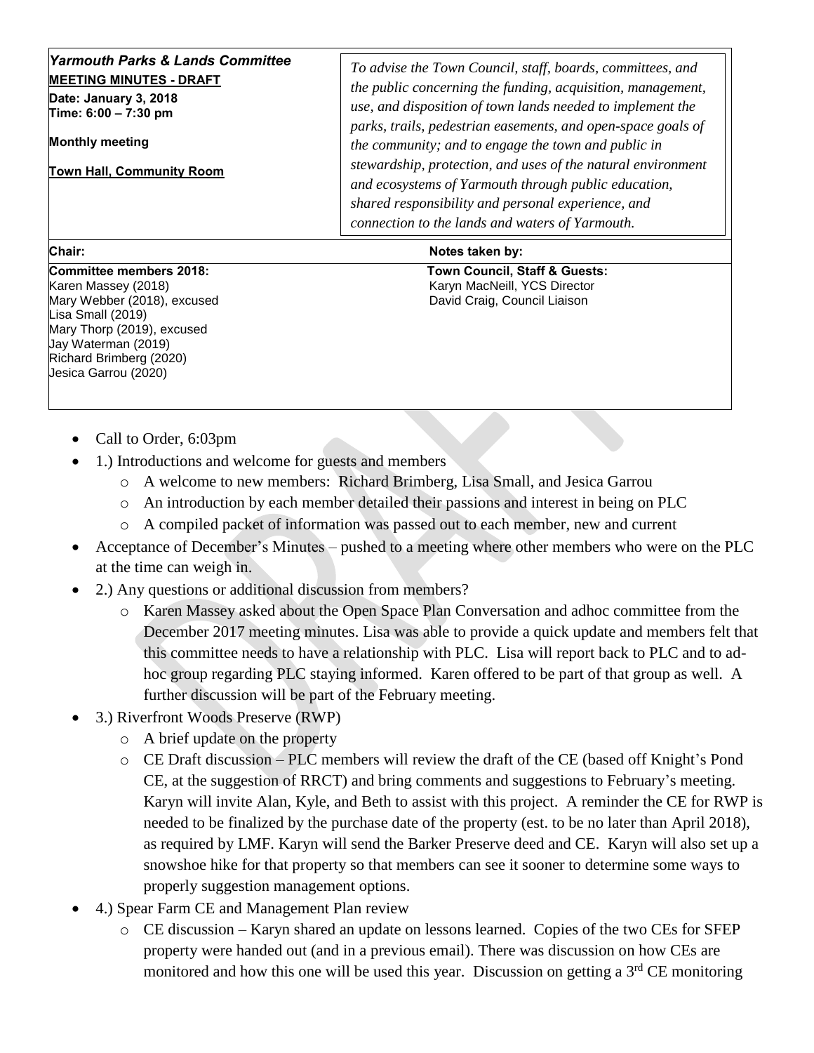***Yarmouth Parks & Lands Committee***

**MEETING MINUTES - DRAFT**

**Date: January 3, 2018**
**Time: 6:00 – 7:30 pm**

**Monthly meeting**

**Town Hall, Community Room**

*To advise the Town Council, staff, boards, committees, and the public concerning the funding, acquisition, management, use, and disposition of town lands needed to implement the parks, trails, pedestrian easements, and open-space goals of the community; and to engage the town and public in stewardship, protection, and uses of the natural environment and ecosystems of Yarmouth through public education, shared responsibility and personal experience, and connection to the lands and waters of Yarmouth.*

**Chair:**

**Notes taken by:**

**Committee members 2018:**
Karen Massey (2018)
Mary Webber (2018), excused
Lisa Small (2019)
Mary Thorp (2019), excused
Jay Waterman (2019)
Richard Brimberg (2020)
Jesica Garrou (2020)

**Town Council, Staff & Guests:**
Karyn MacNeill, YCS Director
David Craig, Council Liaison

- Call to Order, 6:03pm
- 1.) Introductions and welcome for guests and members
  - A welcome to new members: Richard Brimberg, Lisa Small, and Jesica Garrou
  - An introduction by each member detailed their passions and interest in being on PLC
  - A compiled packet of information was passed out to each member, new and current
- Acceptance of December's Minutes – pushed to a meeting where other members who were on the PLC at the time can weigh in.
- 2.) Any questions or additional discussion from members?
  - Karen Massey asked about the Open Space Plan Conversation and adhoc committee from the December 2017 meeting minutes. Lisa was able to provide a quick update and members felt that this committee needs to have a relationship with PLC. Lisa will report back to PLC and to ad-hoc group regarding PLC staying informed. Karen offered to be part of that group as well. A further discussion will be part of the February meeting.
- 3.) Riverfront Woods Preserve (RWP)
  - A brief update on the property
  - CE Draft discussion – PLC members will review the draft of the CE (based off Knight's Pond CE, at the suggestion of RRCT) and bring comments and suggestions to February's meeting. Karyn will invite Alan, Kyle, and Beth to assist with this project. A reminder the CE for RWP is needed to be finalized by the purchase date of the property (est. to be no later than April 2018), as required by LMF. Karyn will send the Barker Preserve deed and CE. Karyn will also set up a snowshoe hike for that property so that members can see it sooner to determine some ways to properly suggestion management options.
- 4.) Spear Farm CE and Management Plan review
  - CE discussion – Karyn shared an update on lessons learned. Copies of the two CEs for SFEP property were handed out (and in a previous email). There was discussion on how CEs are monitored and how this one will be used this year. Discussion on getting a 3rd CE monitoring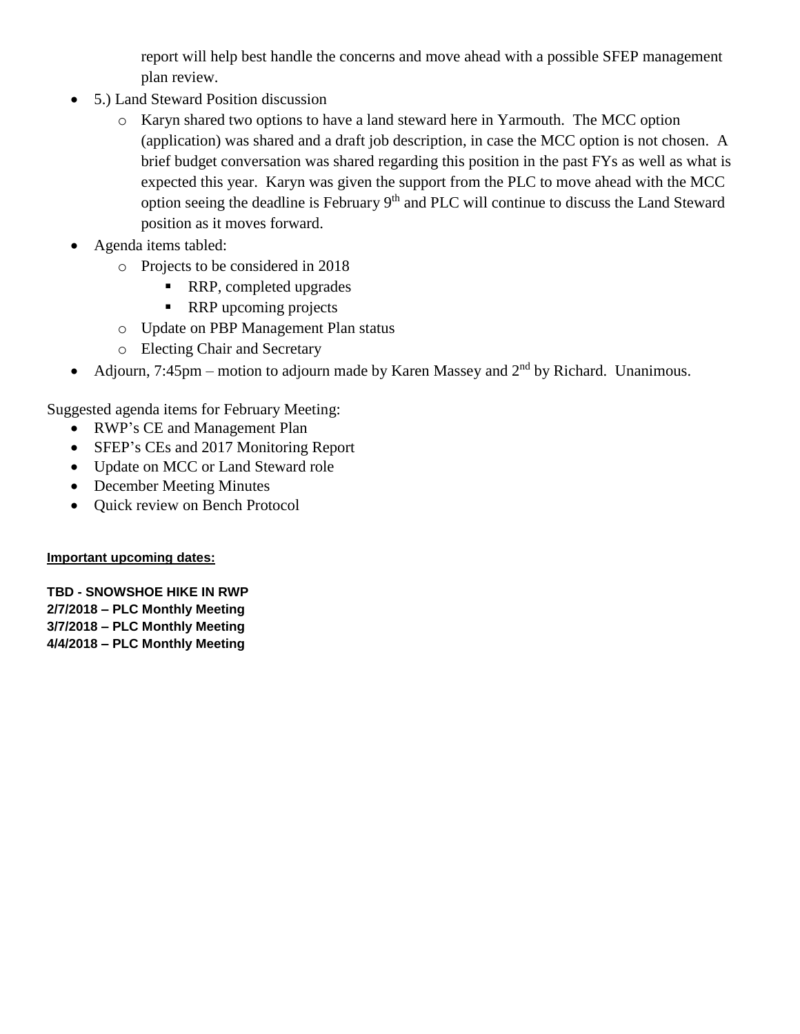report will help best handle the concerns and move ahead with a possible SFEP management plan review.

- 5.) Land Steward Position discussion
  - Karyn shared two options to have a land steward here in Yarmouth. The MCC option (application) was shared and a draft job description, in case the MCC option is not chosen. A brief budget conversation was shared regarding this position in the past FYs as well as what is expected this year. Karyn was given the support from the PLC to move ahead with the MCC option seeing the deadline is February 9th and PLC will continue to discuss the Land Steward position as it moves forward.
- Agenda items tabled:
  - Projects to be considered in 2018
    - RRP, completed upgrades
    - RRP upcoming projects
  - Update on PBP Management Plan status
  - Electing Chair and Secretary
- Adjourn, 7:45pm – motion to adjourn made by Karen Massey and 2nd by Richard. Unanimous.

Suggested agenda items for February Meeting:

- RWP's CE and Management Plan
- SFEP's CEs and 2017 Monitoring Report
- Update on MCC or Land Steward role
- December Meeting Minutes
- Quick review on Bench Protocol

**Important upcoming dates:**

**TBD - SNOWSHOE HIKE IN RWP**
**2/7/2018 – PLC Monthly Meeting**
**3/7/2018 – PLC Monthly Meeting**
**4/4/2018 – PLC Monthly Meeting**